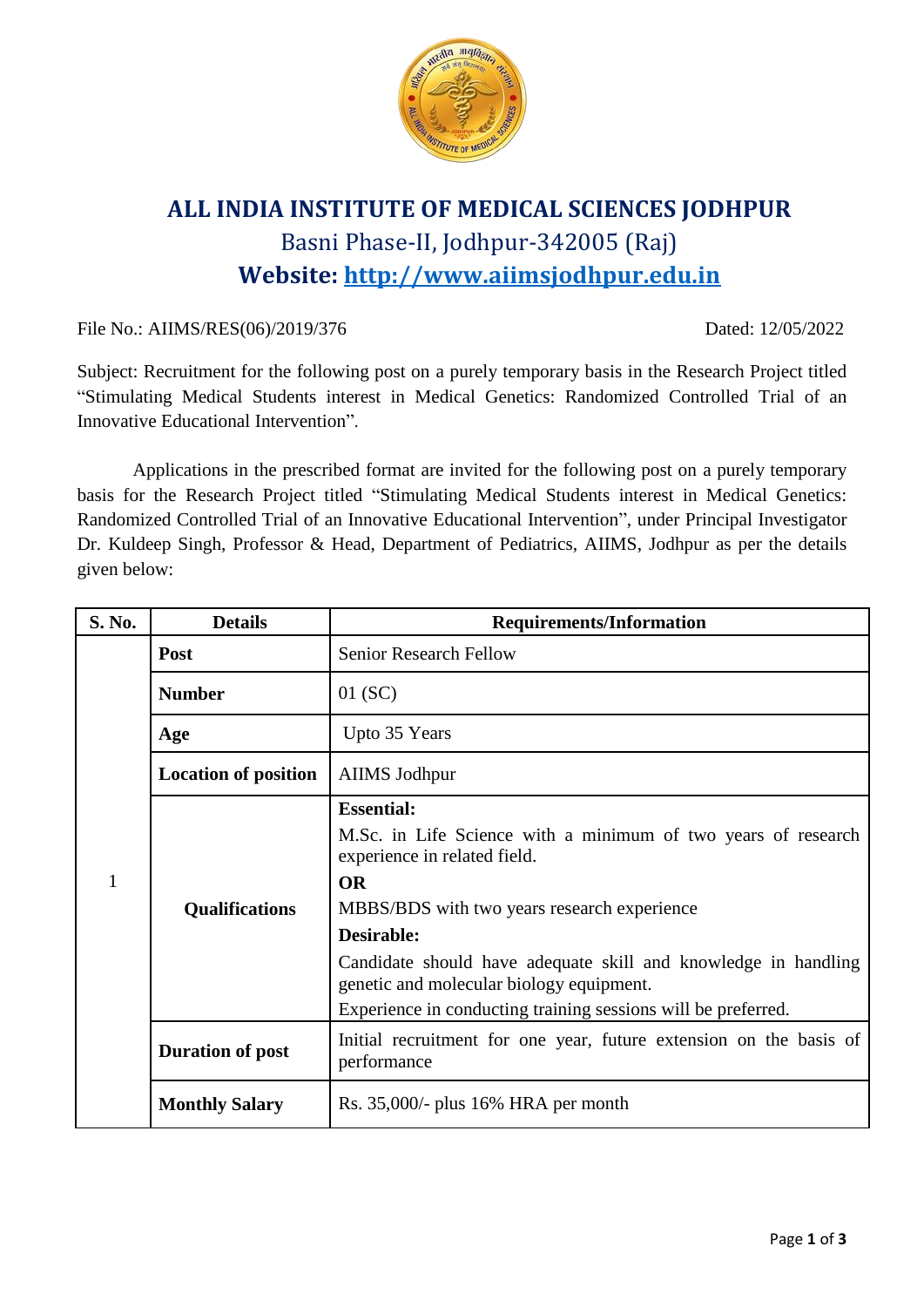# ALL INDIA INSTITUTE OF MEDICAL SCIENCES JODHPUR

Basni Phase-II, Jodhpur-342005 (Raj)

**Website: http://www.aiimsjodhpur.edu.in**

File No.: AIIMS/RES(06)/2019/376 Dated: 12/05/2022

Subject: Recruitment for the following post on a purely temporary basis in the Research Project titled "Stimulating Medical Students interest in Medical Genetics: Randomized Controlled Trial of an Innovative Educational Intervention".

Applications in the prescribed format are invited for the following post on a purely temporary basis for the Research Project titled "Stimulating Medical Students interest in Medical Genetics: Randomized Controlled Trial of an Innovative Educational Intervention", under Principal Investigator Dr. Kuldeep Singh, Professor & Head, Department of Pediatrics, AIIMS, Jodhpur as per the details given below:

| S. No. | Details | Requirements/Information |
|---|---|---|
| 1 | **Post** | Senior Research Fellow |
| | **Number** | 01 (SC) |
| | **Age** | Upto 35 Years |
| | **Location of position** | AIIMS Jodhpur |
| | **Qualifications** | **Essential:** M.Sc. in Life Science with a minimum of two years of research experience in related field. **OR** MBBS/BDS with two years research experience **Desirable:** Candidate should have adequate skill and knowledge in handling genetic and molecular biology equipment. Experience in conducting training sessions will be preferred. |
| | **Duration of post** | Initial recruitment for one year, future extension on the basis of performance |
| | **Monthly Salary** | Rs. 35,000/- plus 16% HRA per month |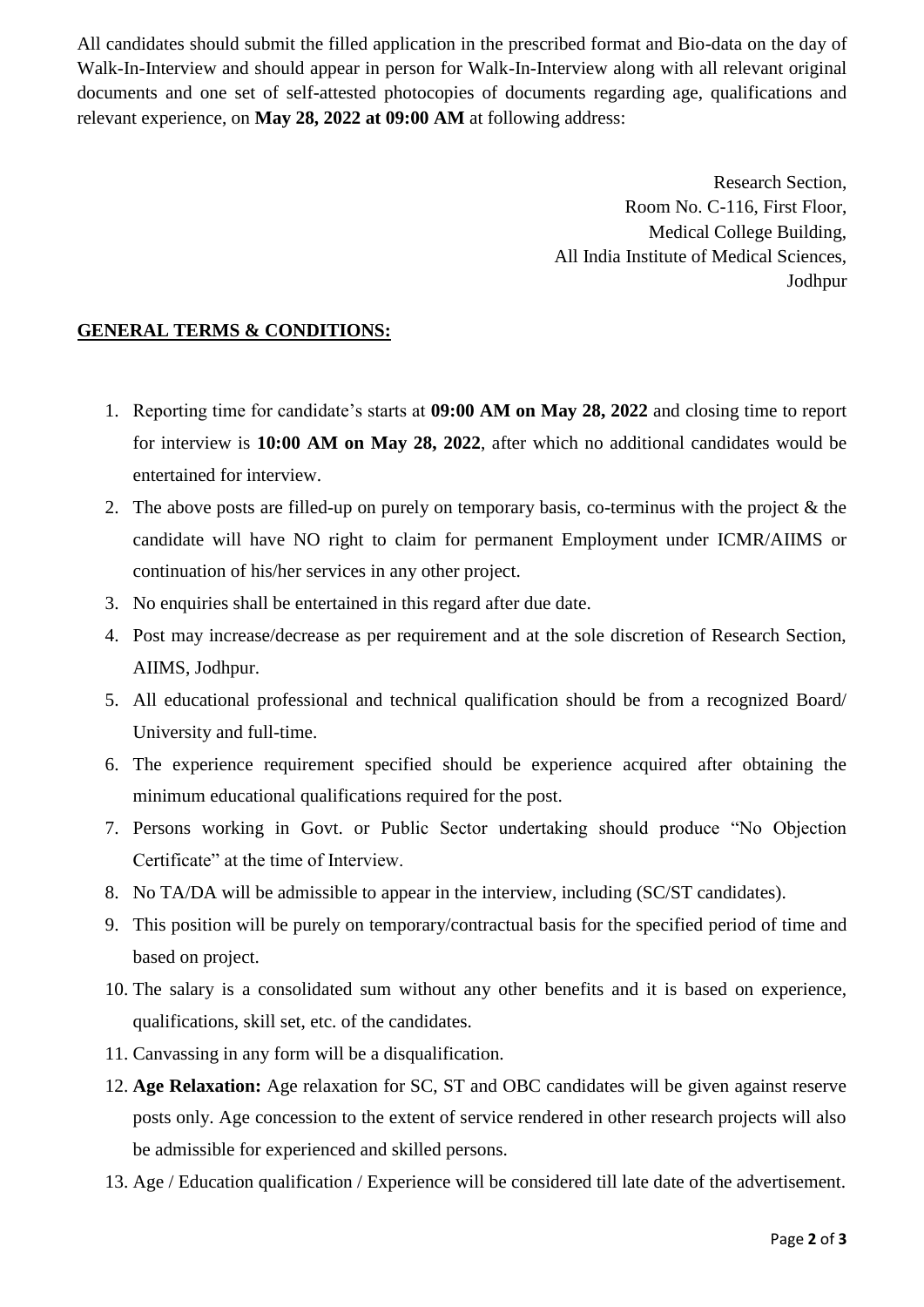All candidates should submit the filled application in the prescribed format and Bio-data on the day of Walk-In-Interview and should appear in person for Walk-In-Interview along with all relevant original documents and one set of self-attested photocopies of documents regarding age, qualifications and relevant experience, on **May 28, 2022 at 09:00 AM** at following address:

Research Section,
Room No. C-116, First Floor,
Medical College Building,
All India Institute of Medical Sciences,
Jodhpur

## GENERAL TERMS & CONDITIONS:

1. Reporting time for candidate's starts at **09:00 AM on May 28, 2022** and closing time to report for interview is **10:00 AM on May 28, 2022**, after which no additional candidates would be entertained for interview.
2. The above posts are filled-up on purely on temporary basis, co-terminus with the project & the candidate will have NO right to claim for permanent Employment under ICMR/AIIMS or continuation of his/her services in any other project.
3. No enquiries shall be entertained in this regard after due date.
4. Post may increase/decrease as per requirement and at the sole discretion of Research Section, AIIMS, Jodhpur.
5. All educational professional and technical qualification should be from a recognized Board/ University and full-time.
6. The experience requirement specified should be experience acquired after obtaining the minimum educational qualifications required for the post.
7. Persons working in Govt. or Public Sector undertaking should produce "No Objection Certificate" at the time of Interview.
8. No TA/DA will be admissible to appear in the interview, including (SC/ST candidates).
9. This position will be purely on temporary/contractual basis for the specified period of time and based on project.
10. The salary is a consolidated sum without any other benefits and it is based on experience, qualifications, skill set, etc. of the candidates.
11. Canvassing in any form will be a disqualification.
12. **Age Relaxation:** Age relaxation for SC, ST and OBC candidates will be given against reserve posts only. Age concession to the extent of service rendered in other research projects will also be admissible for experienced and skilled persons.
13. Age / Education qualification / Experience will be considered till late date of the advertisement.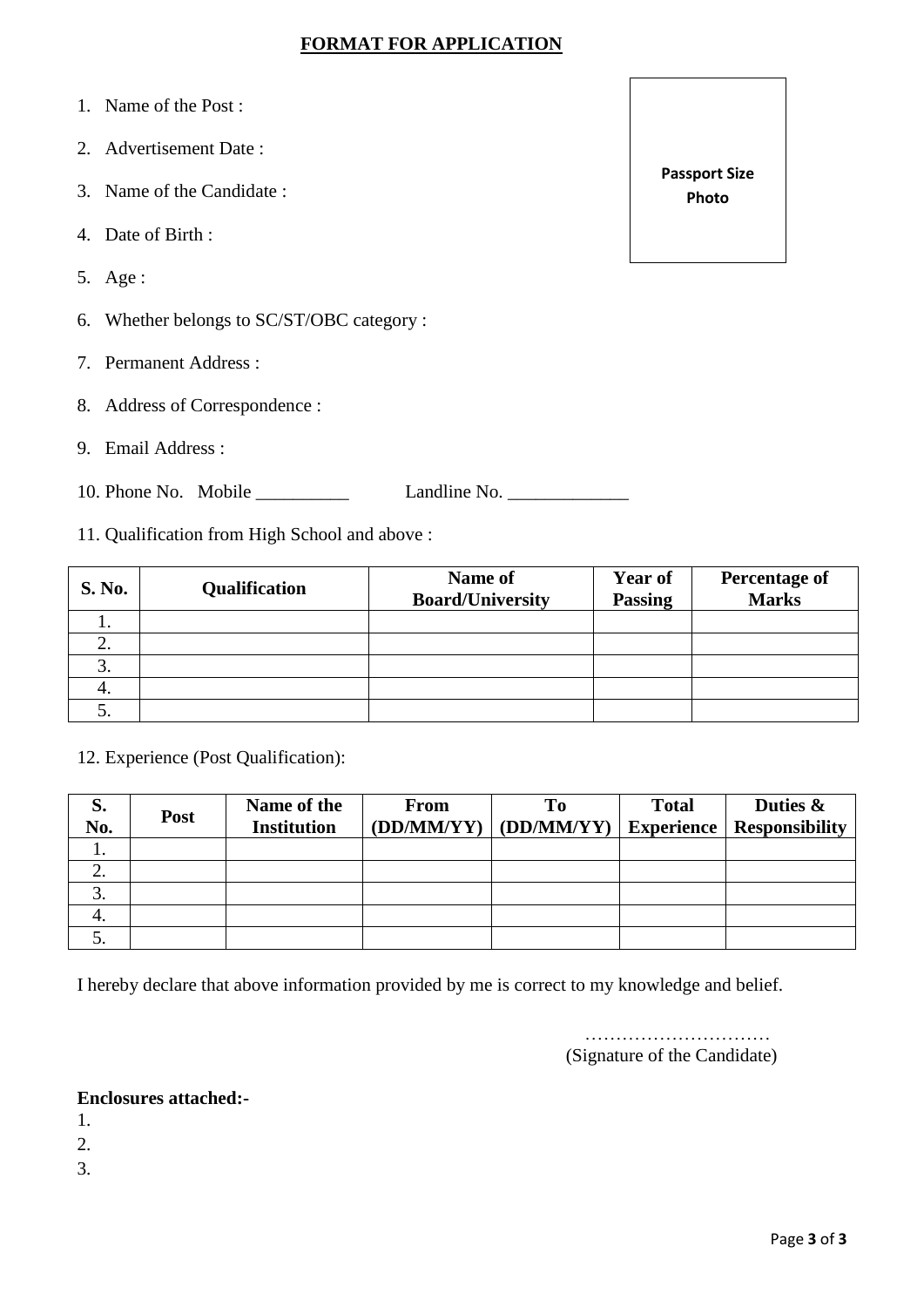## FORMAT FOR APPLICATION

Passport Size Photo

1. Name of the Post :
2. Advertisement Date :
3. Name of the Candidate :
4. Date of Birth :
5. Age :
6. Whether belongs to SC/ST/OBC category :
7. Permanent Address :
8. Address of Correspondence :
9. Email Address :
10. Phone No. Mobile __________ Landline No. _____________
11. Qualification from High School and above :

| S. No. | Qualification | Name of Board/University | Year of Passing | Percentage of Marks |
|---|---|---|---|---|
| 1. | | | | |
| 2. | | | | |
| 3. | | | | |
| 4. | | | | |
| 5. | | | | |

12. Experience (Post Qualification):

| S. No. | Post | Name of the Institution | From (DD/MM/YY) | To (DD/MM/YY) | Total Experience | Duties & Responsibility |
|---|---|---|---|---|---|---|
| 1. | | | | | | |
| 2. | | | | | | |
| 3. | | | | | | |
| 4. | | | | | | |
| 5. | | | | | | |

I hereby declare that above information provided by me is correct to my knowledge and belief.

…………………………
(Signature of the Candidate)

**Enclosures attached:-**

1.
2.
3.